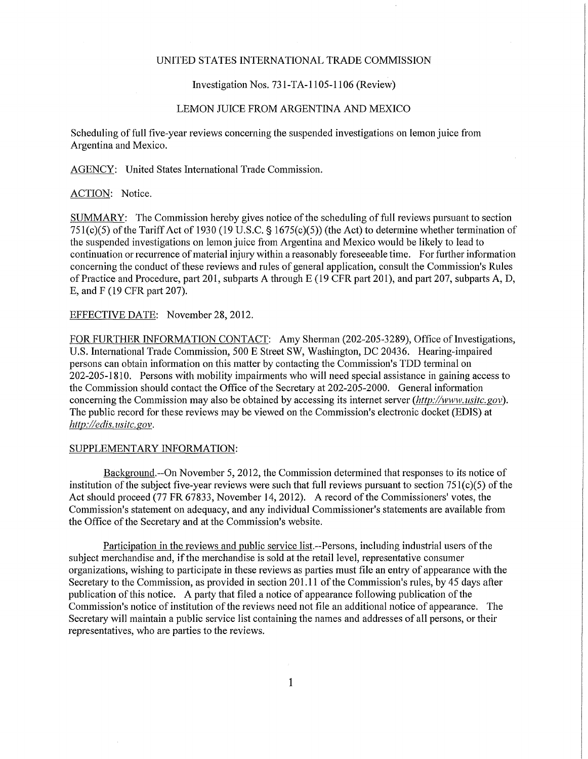UNITED STATES INTERNATIONAL TRADE COMMISSION

Investigation Nos. 731-TA-1105-1106 (Review)

LEMON JUICE FROM ARGENTINA AND MEXICO

Scheduling of full five-year reviews concerning the suspended investigations on lemon juice from Argentina and Mexico.

AGENCY: United States International Trade Commission.

ACTION: Notice.

SUMMARY: The Commission hereby gives notice of the scheduling of full reviews pursuant to section 751(c)(5) of the Tariff Act of 1930 (19 U.S.C. § 1675(c)(5)) (the Act) to determine whether termination of the suspended investigations on lemon juice from Argentina and Mexico would be likely to lead to continuation or recurrence of material injury within a reasonably foreseeable time. For further information concerning the conduct of these reviews and rules of general application, consult the Commission's Rules of Practice and Procedure, part 201, subparts A through E (19 CFR part 201), and part 207, subparts A, D, E, and F (19 CFR part 207).

EFFECTIVE DATE: November 28, 2012.

FOR FURTHER INFORMATION CONTACT: Amy Sherman (202-205-3289), Office of Investigations, U.S. International Trade Commission, 500 E Street SW, Washington, DC 20436. Hearing-impaired persons can obtain information on this matter by contacting the Commission's TDD terminal on 202-205-1810. Persons with mobility impairments who will need special assistance in gaining access to the Commission should contact the Office of the Secretary at 202-205-2000. General information concerning the Commission may also be obtained by accessing its internet server (*http://www.usitc.gov*). The public record for these reviews may be viewed on the Commission's electronic docket (EDIS) at *http://edis.usitc.gov*.

SUPPLEMENTARY INFORMATION:

Background.--On November 5, 2012, the Commission determined that responses to its notice of institution of the subject five-year reviews were such that full reviews pursuant to section 751(c)(5) of the Act should proceed (77 FR 67833, November 14, 2012). A record of the Commissioners' votes, the Commission's statement on adequacy, and any individual Commissioner's statements are available from the Office of the Secretary and at the Commission's website.

Participation in the reviews and public service list.--Persons, including industrial users of the subject merchandise and, if the merchandise is sold at the retail level, representative consumer organizations, wishing to participate in these reviews as parties must file an entry of appearance with the Secretary to the Commission, as provided in section 201.11 of the Commission's rules, by 45 days after publication of this notice. A party that filed a notice of appearance following publication of the Commission's notice of institution of the reviews need not file an additional notice of appearance. The Secretary will maintain a public service list containing the names and addresses of all persons, or their representatives, who are parties to the reviews.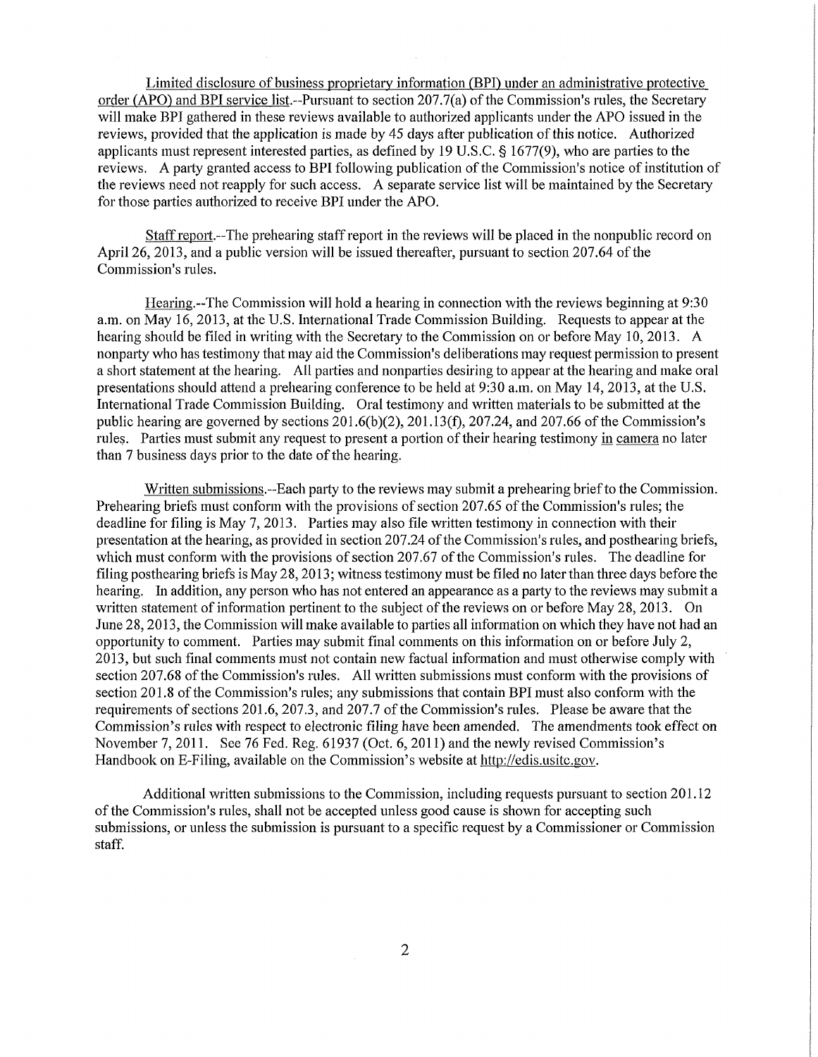Limited disclosure of business proprietary information (BPI) under an administrative protective order (APO) and BPI service list.--Pursuant to section 207.7(a) of the Commission's rules, the Secretary will make BPI gathered in these reviews available to authorized applicants under the APO issued in the reviews, provided that the application is made by 45 days after publication of this notice. Authorized applicants must represent interested parties, as defined by 19 U.S.C. § 1677(9), who are parties to the reviews. A party granted access to BPI following publication of the Commission's notice of institution of the reviews need not reapply for such access. A separate service list will be maintained by the Secretary for those parties authorized to receive BPI under the APO.

Staff report.--The prehearing staff report in the reviews will be placed in the nonpublic record on April 26, 2013, and a public version will be issued thereafter, pursuant to section 207.64 of the Commission's rules.

Hearing.--The Commission will hold a hearing in connection with the reviews beginning at 9:30 a.m. on May 16, 2013, at the U.S. International Trade Commission Building. Requests to appear at the hearing should be filed in writing with the Secretary to the Commission on or before May 10, 2013. A nonparty who has testimony that may aid the Commission's deliberations may request permission to present a short statement at the hearing. All parties and nonparties desiring to appear at the hearing and make oral presentations should attend a prehearing conference to be held at 9:30 a.m. on May 14, 2013, at the U.S. International Trade Commission Building. Oral testimony and written materials to be submitted at the public hearing are governed by sections 201.6(b)(2), 201.13(f), 207.24, and 207.66 of the Commission's rules. Parties must submit any request to present a portion of their hearing testimony in camera no later than 7 business days prior to the date of the hearing.

Written submissions.--Each party to the reviews may submit a prehearing brief to the Commission. Prehearing briefs must conform with the provisions of section 207.65 of the Commission's rules; the deadline for filing is May 7, 2013. Parties may also file written testimony in connection with their presentation at the hearing, as provided in section 207.24 of the Commission's rules, and posthearing briefs, which must conform with the provisions of section 207.67 of the Commission's rules. The deadline for filing posthearing briefs is May 28, 2013; witness testimony must be filed no later than three days before the hearing. In addition, any person who has not entered an appearance as a party to the reviews may submit a written statement of information pertinent to the subject of the reviews on or before May 28, 2013. On June 28, 2013, the Commission will make available to parties all information on which they have not had an opportunity to comment. Parties may submit final comments on this information on or before July 2, 2013, but such final comments must not contain new factual information and must otherwise comply with section 207.68 of the Commission's rules. All written submissions must conform with the provisions of section 201.8 of the Commission's rules; any submissions that contain BPI must also conform with the requirements of sections 201.6, 207.3, and 207.7 of the Commission's rules. Please be aware that the Commission's rules with respect to electronic filing have been amended. The amendments took effect on November 7, 2011. See 76 Fed. Reg. 61937 (Oct. 6, 2011) and the newly revised Commission's Handbook on E-Filing, available on the Commission's website at http://edis.usitc.gov.

Additional written submissions to the Commission, including requests pursuant to section 201.12 of the Commission's rules, shall not be accepted unless good cause is shown for accepting such submissions, or unless the submission is pursuant to a specific request by a Commissioner or Commission staff.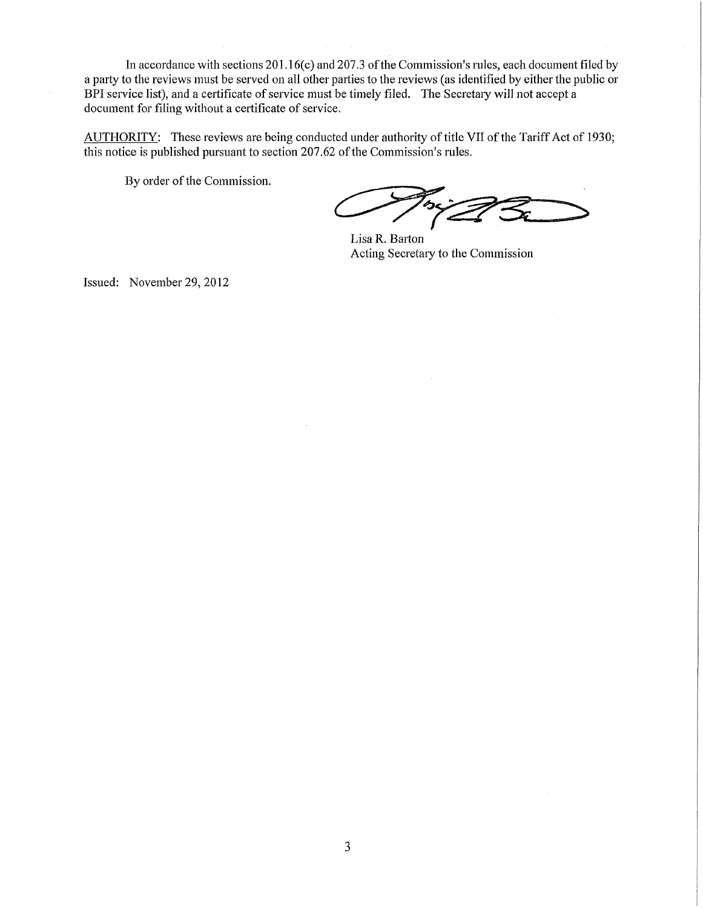In accordance with sections 201.16(c) and 207.3 of the Commission's rules, each document filed by a party to the reviews must be served on all other parties to the reviews (as identified by either the public or BPI service list), and a certificate of service must be timely filed. The Secretary will not accept a document for filing without a certificate of service.

<u>AUTHORITY</u>: These reviews are being conducted under authority of title VII of the Tariff Act of 1930; this notice is published pursuant to section 207.62 of the Commission's rules.

By order of the Commission.

Lisa R. Barton
Acting Secretary to the Commission

Issued: November 29, 2012